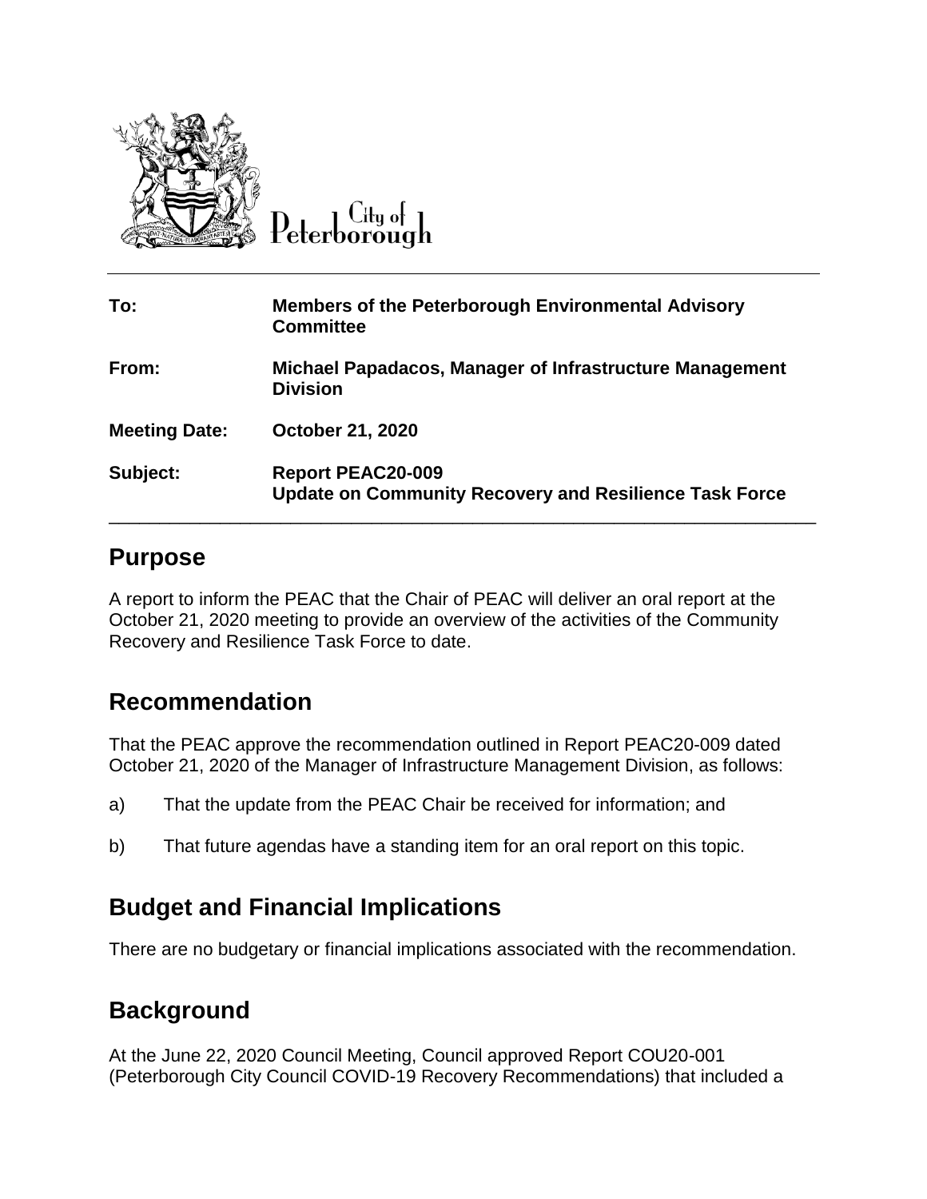City of Peterborough

| | |
|---|---|
| **To:** | **Members of the Peterborough Environmental Advisory Committee** |
| **From:** | **Michael Papadacos, Manager of Infrastructure Management Division** |
| **Meeting Date:** | **October 21, 2020** |
| **Subject:** | **Report PEAC20-009**<br>**Update on Community Recovery and Resilience Task Force** |

## Purpose

A report to inform the PEAC that the Chair of PEAC will deliver an oral report at the October 21, 2020 meeting to provide an overview of the activities of the Community Recovery and Resilience Task Force to date.

## Recommendation

That the PEAC approve the recommendation outlined in Report PEAC20-009 dated October 21, 2020 of the Manager of Infrastructure Management Division, as follows:

a) That the update from the PEAC Chair be received for information; and

b) That future agendas have a standing item for an oral report on this topic.

## Budget and Financial Implications

There are no budgetary or financial implications associated with the recommendation.

## Background

At the June 22, 2020 Council Meeting, Council approved Report COU20-001 (Peterborough City Council COVID-19 Recovery Recommendations) that included a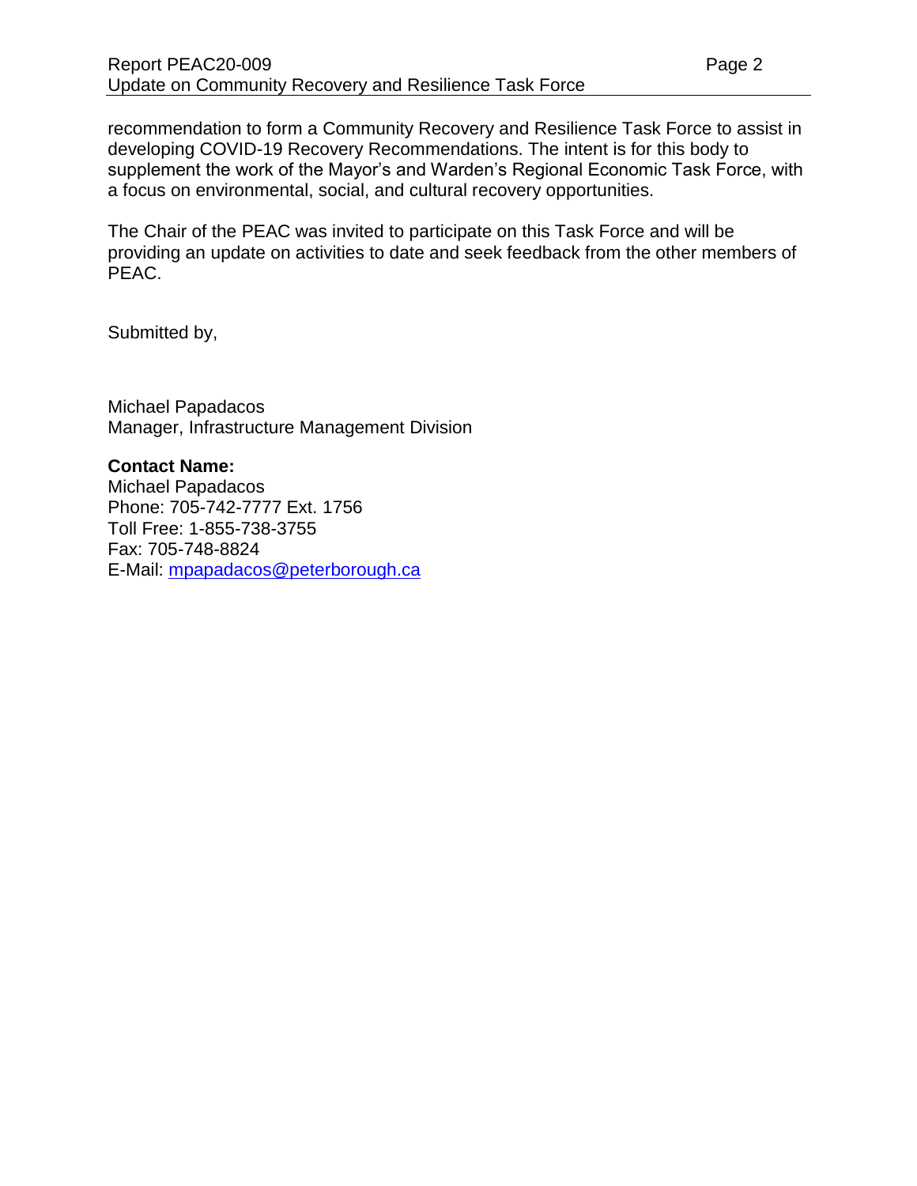recommendation to form a Community Recovery and Resilience Task Force to assist in developing COVID-19 Recovery Recommendations. The intent is for this body to supplement the work of the Mayor's and Warden's Regional Economic Task Force, with a focus on environmental, social, and cultural recovery opportunities.

The Chair of the PEAC was invited to participate on this Task Force and will be providing an update on activities to date and seek feedback from the other members of PEAC.

Submitted by,

Michael Papadacos
Manager, Infrastructure Management Division

**Contact Name:**
Michael Papadacos
Phone: 705-742-7777 Ext. 1756
Toll Free: 1-855-738-3755
Fax: 705-748-8824
E-Mail: mpapadacos@peterborough.ca